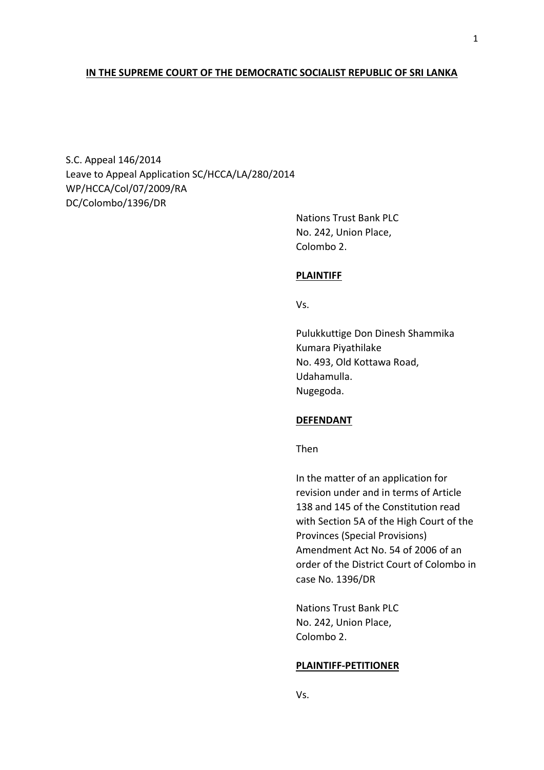**IN THE SUPREME COURT OF THE DEMOCRATIC SOCIALIST REPUBLIC OF SRI LANKA**

S.C. Appeal 146/2014
Leave to Appeal Application SC/HCCA/LA/280/2014
WP/HCCA/Col/07/2009/RA
DC/Colombo/1396/DR

Nations Trust Bank PLC
No. 242, Union Place,
Colombo 2.

**PLAINTIFF**

Vs.

Pulukkuttige Don Dinesh Shammika Kumara Piyathilake
No. 493, Old Kottawa Road,
Udahamulla.
Nugegoda.

**DEFENDANT**

Then

In the matter of an application for revision under and in terms of Article 138 and 145 of the Constitution read with Section 5A of the High Court of the Provinces (Special Provisions) Amendment Act No. 54 of 2006 of an order of the District Court of Colombo in case No. 1396/DR

Nations Trust Bank PLC
No. 242, Union Place,
Colombo 2.

**PLAINTIFF-PETITIONER**

Vs.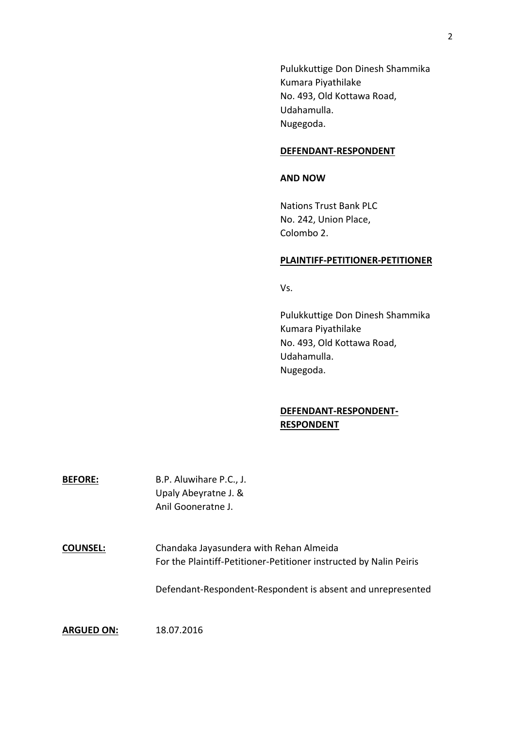Pulukkuttige Don Dinesh Shammika
Kumara Piyathilake
No. 493, Old Kottawa Road,
Udahamulla.
Nugegoda.

**DEFENDANT-RESPONDENT**

**AND NOW**

Nations Trust Bank PLC
No. 242, Union Place,
Colombo 2.

**PLAINTIFF-PETITIONER-PETITIONER**

Vs.

Pulukkuttige Don Dinesh Shammika
Kumara Piyathilake
No. 493, Old Kottawa Road,
Udahamulla.
Nugegoda.

**DEFENDANT-RESPONDENT-RESPONDENT**

**BEFORE:** B.P. Aluwihare P.C., J.
Upaly Abeyratne J. &
Anil Gooneratne J.

**COUNSEL:** Chandaka Jayasundera with Rehan Almeida
For the Plaintiff-Petitioner-Petitioner instructed by Nalin Peiris

Defendant-Respondent-Respondent is absent and unrepresented

**ARGUED ON:** 18.07.2016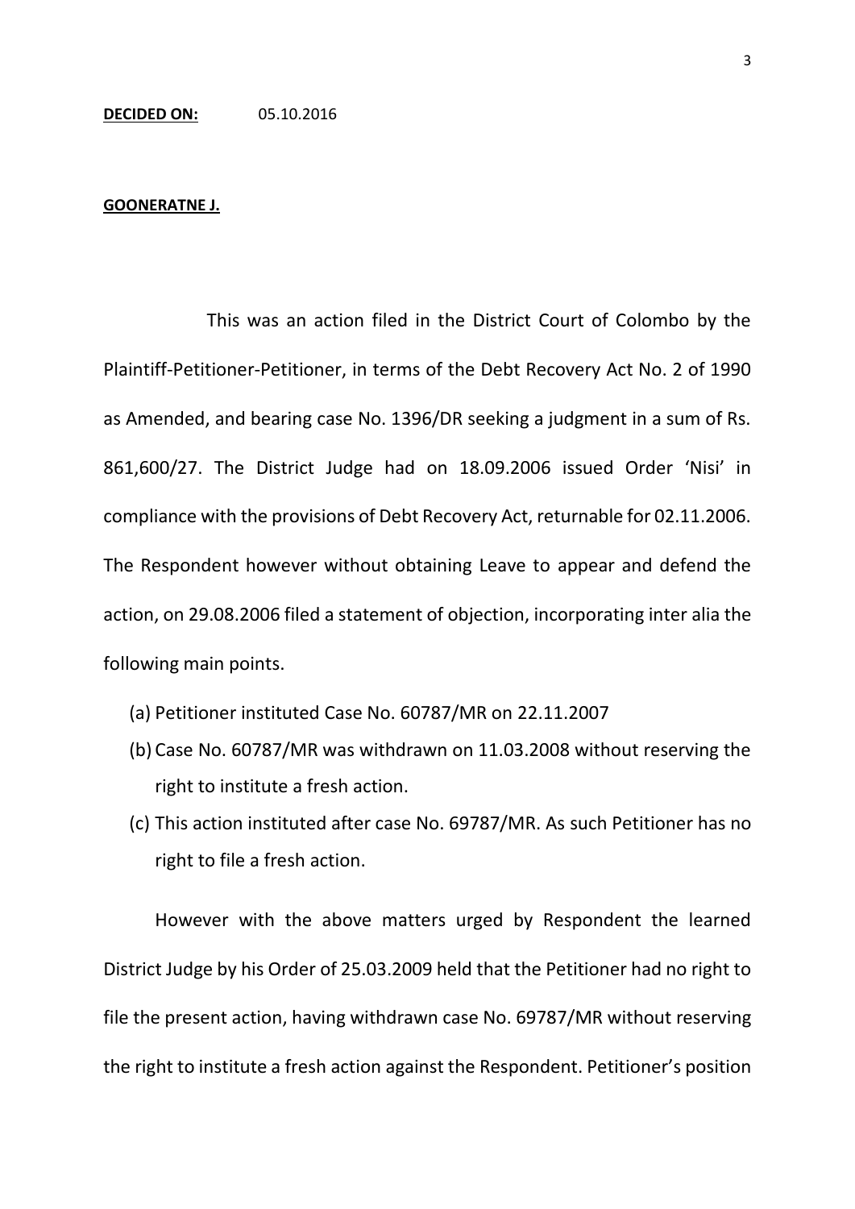**DECIDED ON:** 05.10.2016

**GOONERATNE J.**

This was an action filed in the District Court of Colombo by the Plaintiff-Petitioner-Petitioner, in terms of the Debt Recovery Act No. 2 of 1990 as Amended, and bearing case No. 1396/DR seeking a judgment in a sum of Rs. 861,600/27. The District Judge had on 18.09.2006 issued Order 'Nisi' in compliance with the provisions of Debt Recovery Act, returnable for 02.11.2006. The Respondent however without obtaining Leave to appear and defend the action, on 29.08.2006 filed a statement of objection, incorporating inter alia the following main points.

(a) Petitioner instituted Case No. 60787/MR on 22.11.2007

(b) Case No. 60787/MR was withdrawn on 11.03.2008 without reserving the right to institute a fresh action.

(c) This action instituted after case No. 69787/MR. As such Petitioner has no right to file a fresh action.

However with the above matters urged by Respondent the learned District Judge by his Order of 25.03.2009 held that the Petitioner had no right to file the present action, having withdrawn case No. 69787/MR without reserving the right to institute a fresh action against the Respondent. Petitioner's position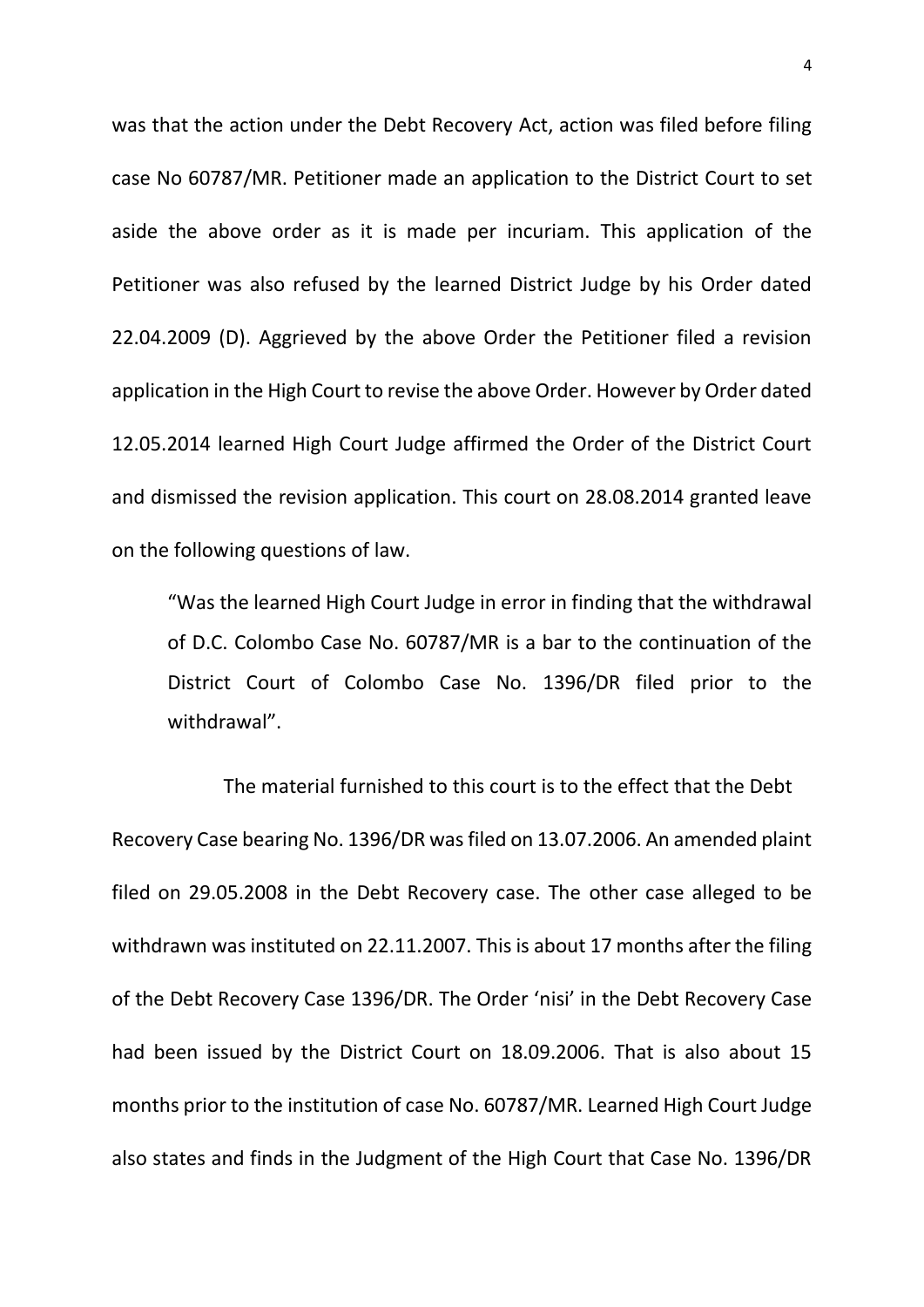was that the action under the Debt Recovery Act, action was filed before filing case No 60787/MR. Petitioner made an application to the District Court to set aside the above order as it is made per incuriam. This application of the Petitioner was also refused by the learned District Judge by his Order dated 22.04.2009 (D). Aggrieved by the above Order the Petitioner filed a revision application in the High Court to revise the above Order. However by Order dated 12.05.2014 learned High Court Judge affirmed the Order of the District Court and dismissed the revision application. This court on 28.08.2014 granted leave on the following questions of law.

> "Was the learned High Court Judge in error in finding that the withdrawal of D.C. Colombo Case No. 60787/MR is a bar to the continuation of the District Court of Colombo Case No. 1396/DR filed prior to the withdrawal".

The material furnished to this court is to the effect that the Debt Recovery Case bearing No. 1396/DR was filed on 13.07.2006. An amended plaint filed on 29.05.2008 in the Debt Recovery case. The other case alleged to be withdrawn was instituted on 22.11.2007. This is about 17 months after the filing of the Debt Recovery Case 1396/DR. The Order 'nisi' in the Debt Recovery Case had been issued by the District Court on 18.09.2006. That is also about 15 months prior to the institution of case No. 60787/MR. Learned High Court Judge also states and finds in the Judgment of the High Court that Case No. 1396/DR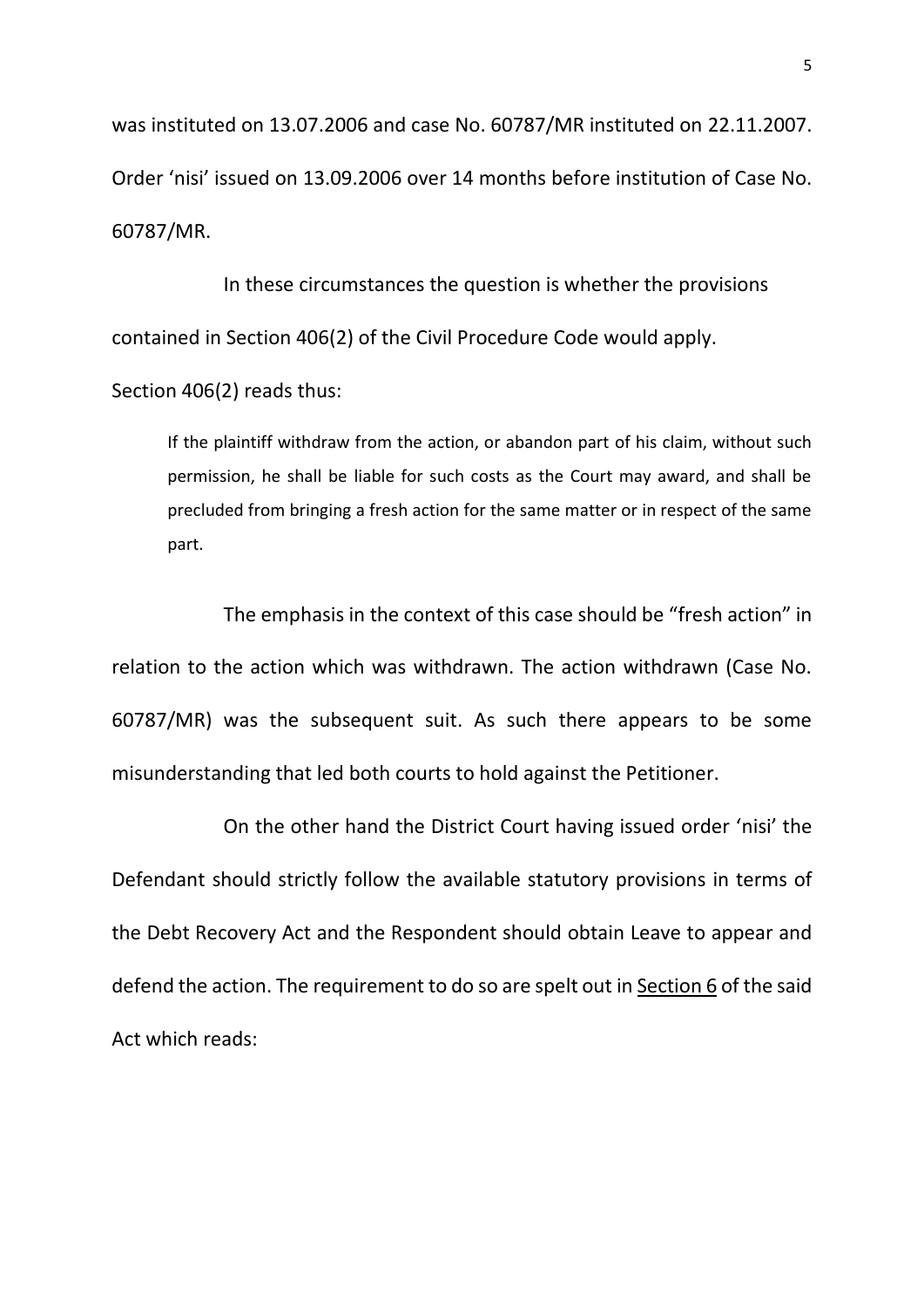was instituted on 13.07.2006 and case No. 60787/MR instituted on 22.11.2007. Order 'nisi' issued on 13.09.2006 over 14 months before institution of Case No. 60787/MR.

In these circumstances the question is whether the provisions contained in Section 406(2) of the Civil Procedure Code would apply.

Section 406(2) reads thus:

> If the plaintiff withdraw from the action, or abandon part of his claim, without such permission, he shall be liable for such costs as the Court may award, and shall be precluded from bringing a fresh action for the same matter or in respect of the same part.

The emphasis in the context of this case should be "fresh action" in relation to the action which was withdrawn. The action withdrawn (Case No. 60787/MR) was the subsequent suit. As such there appears to be some misunderstanding that led both courts to hold against the Petitioner.

On the other hand the District Court having issued order 'nisi' the Defendant should strictly follow the available statutory provisions in terms of the Debt Recovery Act and the Respondent should obtain Leave to appear and defend the action. The requirement to do so are spelt out in <u>Section 6</u> of the said Act which reads: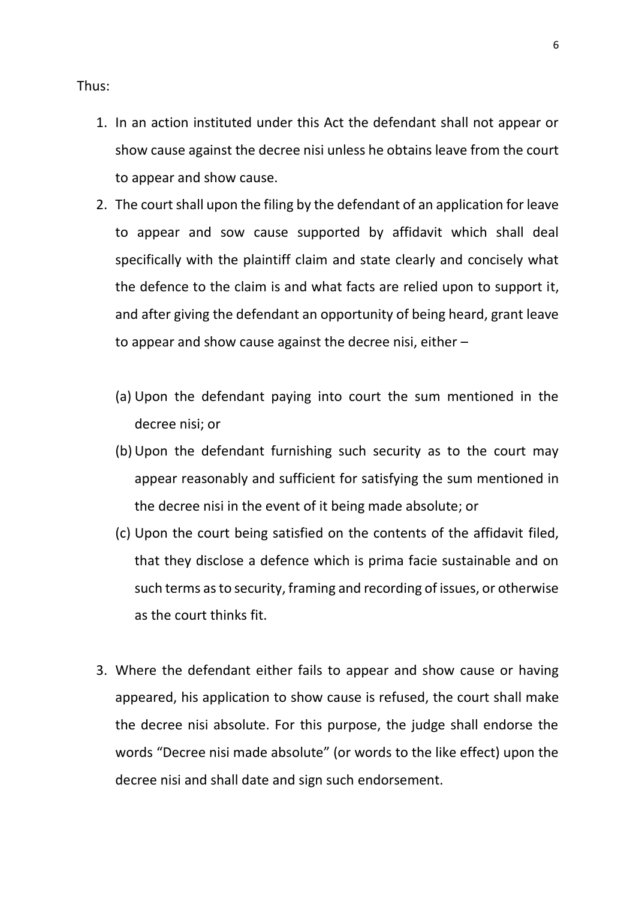Thus:

1. In an action instituted under this Act the defendant shall not appear or show cause against the decree nisi unless he obtains leave from the court to appear and show cause.
2. The court shall upon the filing by the defendant of an application for leave to appear and sow cause supported by affidavit which shall deal specifically with the plaintiff claim and state clearly and concisely what the defence to the claim is and what facts are relied upon to support it, and after giving the defendant an opportunity of being heard, grant leave to appear and show cause against the decree nisi, either –

    (a) Upon the defendant paying into court the sum mentioned in the decree nisi; or
    (b) Upon the defendant furnishing such security as to the court may appear reasonably and sufficient for satisfying the sum mentioned in the decree nisi in the event of it being made absolute; or
    (c) Upon the court being satisfied on the contents of the affidavit filed, that they disclose a defence which is prima facie sustainable and on such terms as to security, framing and recording of issues, or otherwise as the court thinks fit.

3. Where the defendant either fails to appear and show cause or having appeared, his application to show cause is refused, the court shall make the decree nisi absolute. For this purpose, the judge shall endorse the words "Decree nisi made absolute" (or words to the like effect) upon the decree nisi and shall date and sign such endorsement.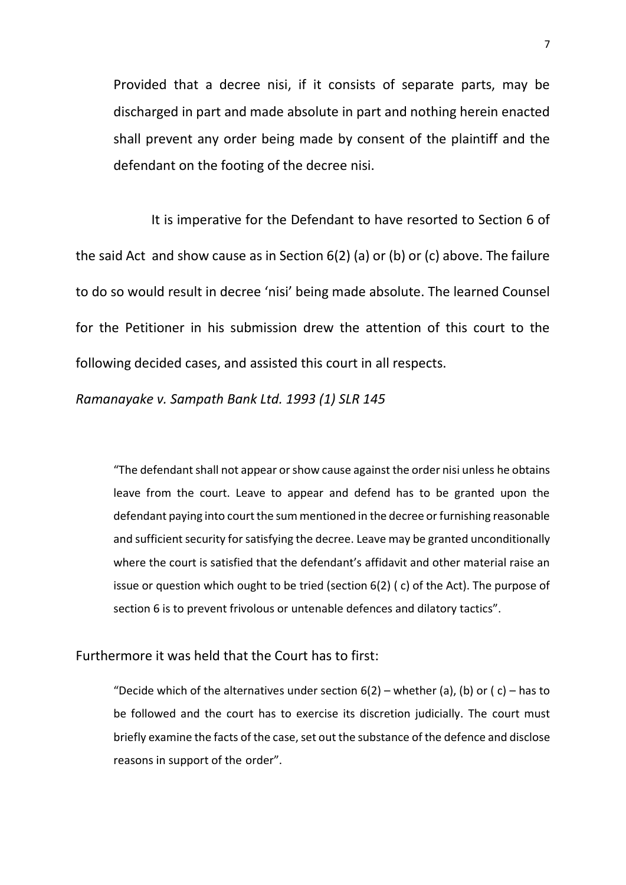> Provided that a decree nisi, if it consists of separate parts, may be discharged in part and made absolute in part and nothing herein enacted shall prevent any order being made by consent of the plaintiff and the defendant on the footing of the decree nisi.

It is imperative for the Defendant to have resorted to Section 6 of the said Act and show cause as in Section 6(2) (a) or (b) or (c) above. The failure to do so would result in decree 'nisi' being made absolute. The learned Counsel for the Petitioner in his submission drew the attention of this court to the following decided cases, and assisted this court in all respects.

*Ramanayake v. Sampath Bank Ltd. 1993 (1) SLR 145*

> "The defendant shall not appear or show cause against the order nisi unless he obtains leave from the court. Leave to appear and defend has to be granted upon the defendant paying into court the sum mentioned in the decree or furnishing reasonable and sufficient security for satisfying the decree. Leave may be granted unconditionally where the court is satisfied that the defendant's affidavit and other material raise an issue or question which ought to be tried (section 6(2) ( c) of the Act). The purpose of section 6 is to prevent frivolous or untenable defences and dilatory tactics".

Furthermore it was held that the Court has to first:

> "Decide which of the alternatives under section 6(2) – whether (a), (b) or ( c) – has to be followed and the court has to exercise its discretion judicially. The court must briefly examine the facts of the case, set out the substance of the defence and disclose reasons in support of the order".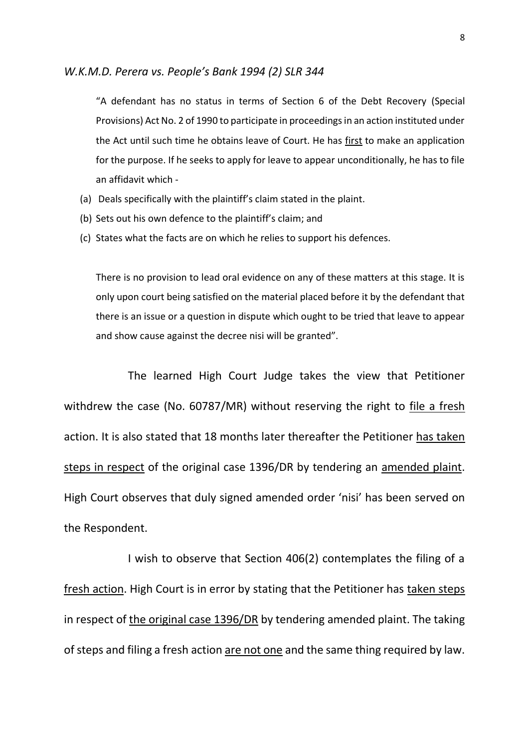*W.K.M.D. Perera vs. People's Bank 1994 (2) SLR 344*

> "A defendant has no status in terms of Section 6 of the Debt Recovery (Special Provisions) Act No. 2 of 1990 to participate in proceedings in an action instituted under the Act until such time he obtains leave of Court. He has <u>first</u> to make an application for the purpose. If he seeks to apply for leave to appear unconditionally, he has to file an affidavit which -
>
> (a) Deals specifically with the plaintiff's claim stated in the plaint.
> (b) Sets out his own defence to the plaintiff's claim; and
> (c) States what the facts are on which he relies to support his defences.
>
> There is no provision to lead oral evidence on any of these matters at this stage. It is only upon court being satisfied on the material placed before it by the defendant that there is an issue or a question in dispute which ought to be tried that leave to appear and show cause against the decree nisi will be granted".

The learned High Court Judge takes the view that Petitioner withdrew the case (No. 60787/MR) without reserving the right to <u>file a fresh</u> action. It is also stated that 18 months later thereafter the Petitioner <u>has taken steps in respect</u> of the original case 1396/DR by tendering an <u>amended plaint</u>. High Court observes that duly signed amended order 'nisi' has been served on the Respondent.

I wish to observe that Section 406(2) contemplates the filing of a <u>fresh action</u>. High Court is in error by stating that the Petitioner has <u>taken steps</u> in respect of <u>the original case 1396/DR</u> by tendering amended plaint. The taking of steps and filing a fresh action <u>are not one</u> and the same thing required by law.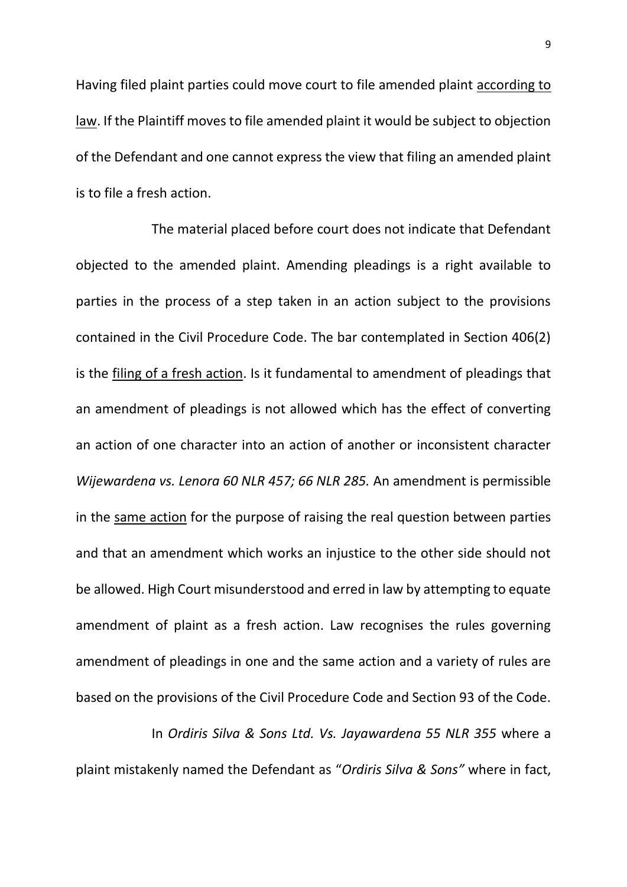Having filed plaint parties could move court to file amended plaint <u>according to law</u>. If the Plaintiff moves to file amended plaint it would be subject to objection of the Defendant and one cannot express the view that filing an amended plaint is to file a fresh action.

The material placed before court does not indicate that Defendant objected to the amended plaint. Amending pleadings is a right available to parties in the process of a step taken in an action subject to the provisions contained in the Civil Procedure Code. The bar contemplated in Section 406(2) is the <u>filing of a fresh action</u>. Is it fundamental to amendment of pleadings that an amendment of pleadings is not allowed which has the effect of converting an action of one character into an action of another or inconsistent character *Wijewardena vs. Lenora 60 NLR 457; 66 NLR 285.* An amendment is permissible in the <u>same action</u> for the purpose of raising the real question between parties and that an amendment which works an injustice to the other side should not be allowed. High Court misunderstood and erred in law by attempting to equate amendment of plaint as a fresh action. Law recognises the rules governing amendment of pleadings in one and the same action and a variety of rules are based on the provisions of the Civil Procedure Code and Section 93 of the Code.

In *Ordiris Silva & Sons Ltd. Vs. Jayawardena 55 NLR 355* where a plaint mistakenly named the Defendant as "*Ordiris Silva & Sons"* where in fact,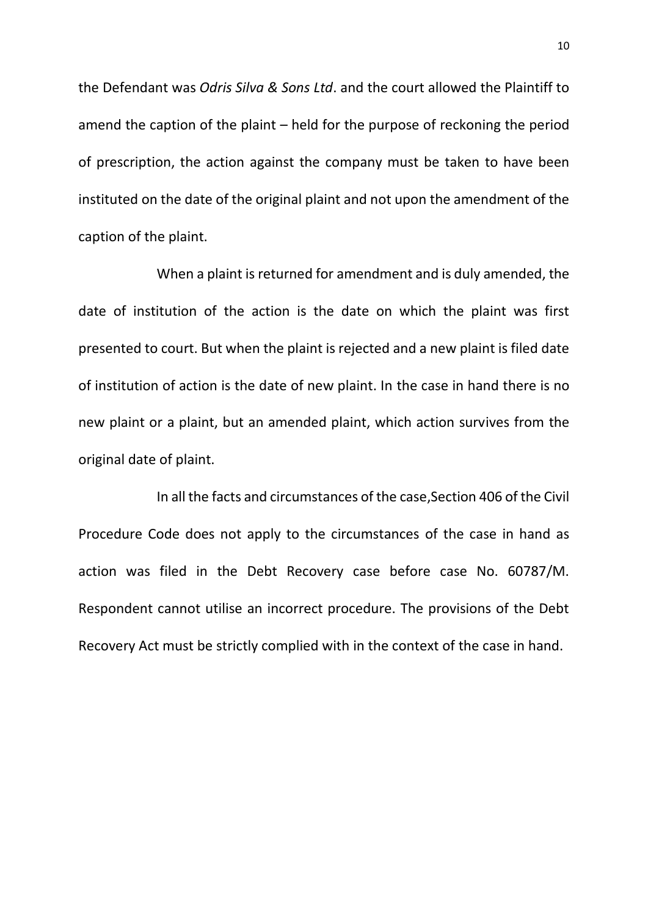the Defendant was *Odris Silva & Sons Ltd*. and the court allowed the Plaintiff to amend the caption of the plaint – held for the purpose of reckoning the period of prescription, the action against the company must be taken to have been instituted on the date of the original plaint and not upon the amendment of the caption of the plaint.

When a plaint is returned for amendment and is duly amended, the date of institution of the action is the date on which the plaint was first presented to court. But when the plaint is rejected and a new plaint is filed date of institution of action is the date of new plaint. In the case in hand there is no new plaint or a plaint, but an amended plaint, which action survives from the original date of plaint.

In all the facts and circumstances of the case,Section 406 of the Civil Procedure Code does not apply to the circumstances of the case in hand as action was filed in the Debt Recovery case before case No. 60787/M. Respondent cannot utilise an incorrect procedure. The provisions of the Debt Recovery Act must be strictly complied with in the context of the case in hand.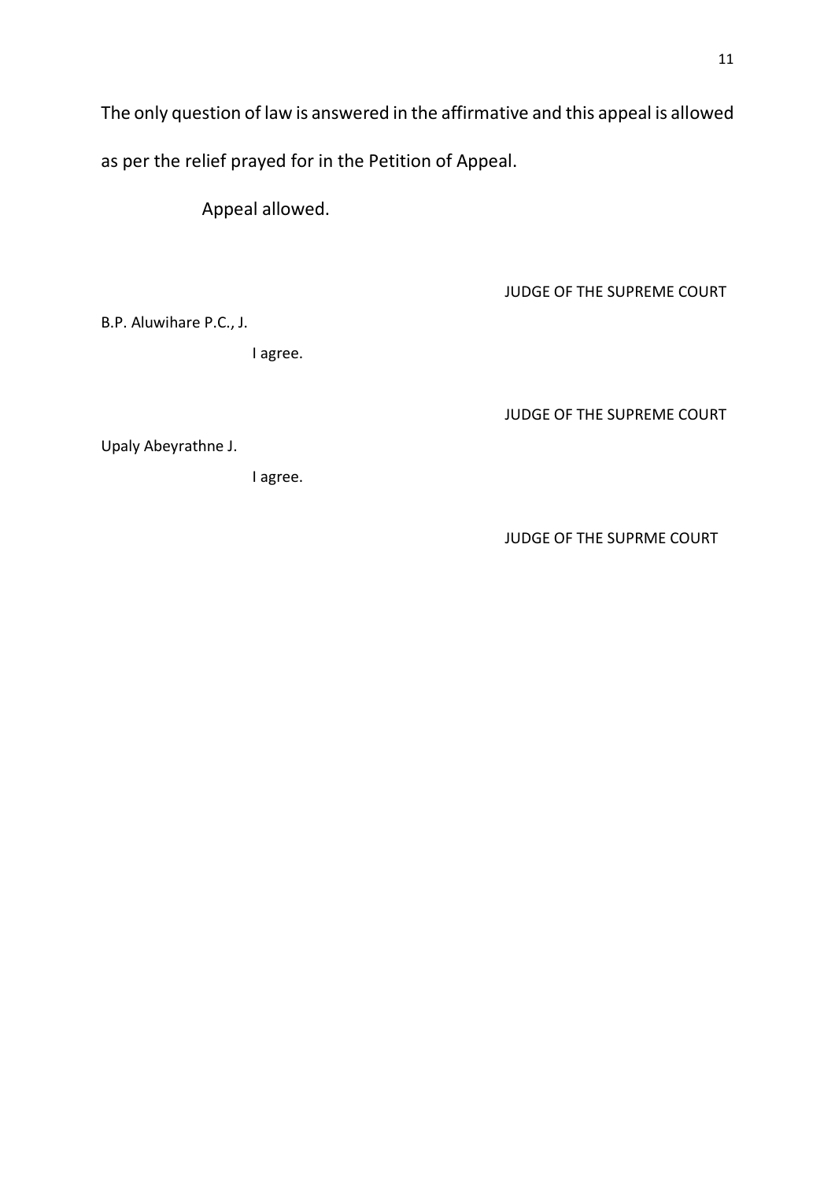The only question of law is answered in the affirmative and this appeal is allowed as per the relief prayed for in the Petition of Appeal.

Appeal allowed.

JUDGE OF THE SUPREME COURT

B.P. Aluwihare P.C., J.

I agree.

JUDGE OF THE SUPREME COURT

Upaly Abeyrathne J.

I agree.

JUDGE OF THE SUPRME COURT